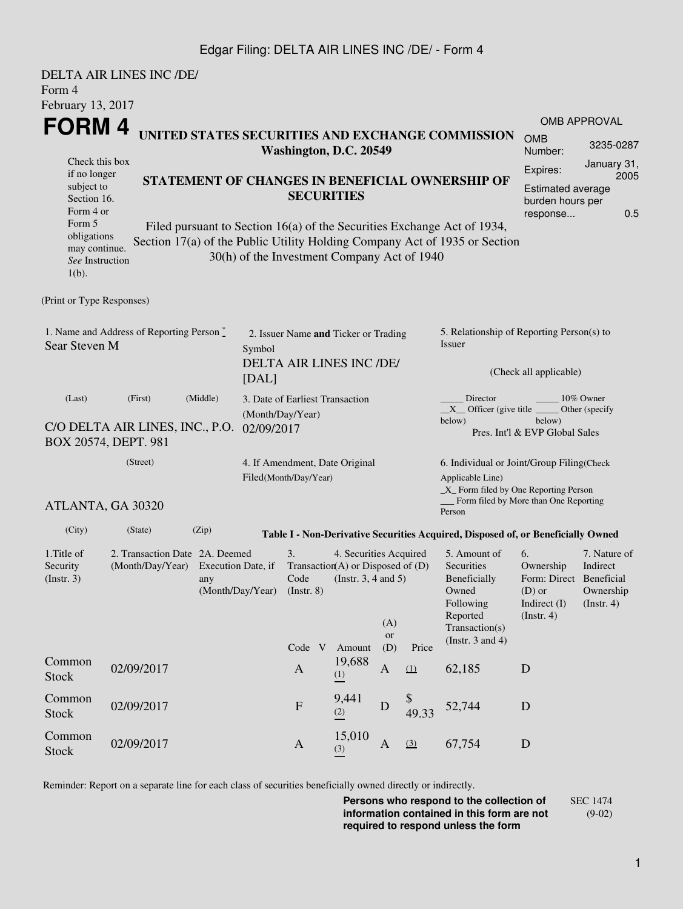DELTA AIR LINES INC /DE/
Form 4
February 13, 2017

# FORM 4

## UNITED STATES SECURITIES AND EXCHANGE COMMISSION
**Washington, D.C. 20549**

OMB APPROVAL

| | |
|---|---|
| OMB Number: | 3235-0287 |
| Expires: | January 31, 2005 |
| Estimated average burden hours per response... | 0.5 |

Check this box if no longer subject to Section 16. Form 4 or Form 5 obligations may continue. *See* Instruction 1(b).

## STATEMENT OF CHANGES IN BENEFICIAL OWNERSHIP OF SECURITIES

Filed pursuant to Section 16(a) of the Securities Exchange Act of 1934, Section 17(a) of the Public Utility Holding Company Act of 1935 or Section 30(h) of the Investment Company Act of 1940

(Print or Type Responses)

1. Name and Address of Reporting Person *
Sear Steven M

(Last) (First) (Middle)

C/O DELTA AIR LINES, INC., P.O. BOX 20574, DEPT. 981

(Street)

ATLANTA, GA 30320

(City) (State) (Zip)

2. Issuer Name **and** Ticker or Trading Symbol
DELTA AIR LINES INC /DE/ [DAL]

3. Date of Earliest Transaction (Month/Day/Year)
02/09/2017

4. If Amendment, Date Original Filed(Month/Day/Year)

5. Relationship of Reporting Person(s) to Issuer

(Check all applicable)

_____ Director _____ 10% Owner
__X__ Officer (give title below) _____ Other (specify below)
Pres. Int'l & EVP Global Sales

6. Individual or Joint/Group Filing(Check Applicable Line)
_X_ Form filed by One Reporting Person
___ Form filed by More than One Reporting Person

**Table I - Non-Derivative Securities Acquired, Disposed of, or Beneficially Owned**

| 1.Title of Security (Instr. 3) | 2. Transaction Date (Month/Day/Year) | 2A. Deemed Execution Date, if any (Month/Day/Year) | 3. Transaction Code (Instr. 8) | | 4. Securities Acquired (A) or Disposed of (D) (Instr. 3, 4 and 5) | | | 5. Amount of Securities Beneficially Owned Following Reported Transaction(s) (Instr. 3 and 4) | 6. Ownership Form: Direct (D) or Indirect (I) (Instr. 4) | 7. Nature of Indirect Beneficial Ownership (Instr. 4) |
|---|---|---|---|---|---|---|---|---|---|---|
| | | | Code | V | Amount | (A) or (D) | Price | | | |
| Common Stock | 02/09/2017 | | A | | 19,688 (1) | A | (1) | 62,185 | D | |
| Common Stock | 02/09/2017 | | F | | 9,441 (2) | D | $ 49.33 | 52,744 | D | |
| Common Stock | 02/09/2017 | | A | | 15,010 (3) | A | (3) | 67,754 | D | |

Reminder: Report on a separate line for each class of securities beneficially owned directly or indirectly.

**Persons who respond to the collection of information contained in this form are not required to respond unless the form**

SEC 1474 (9-02)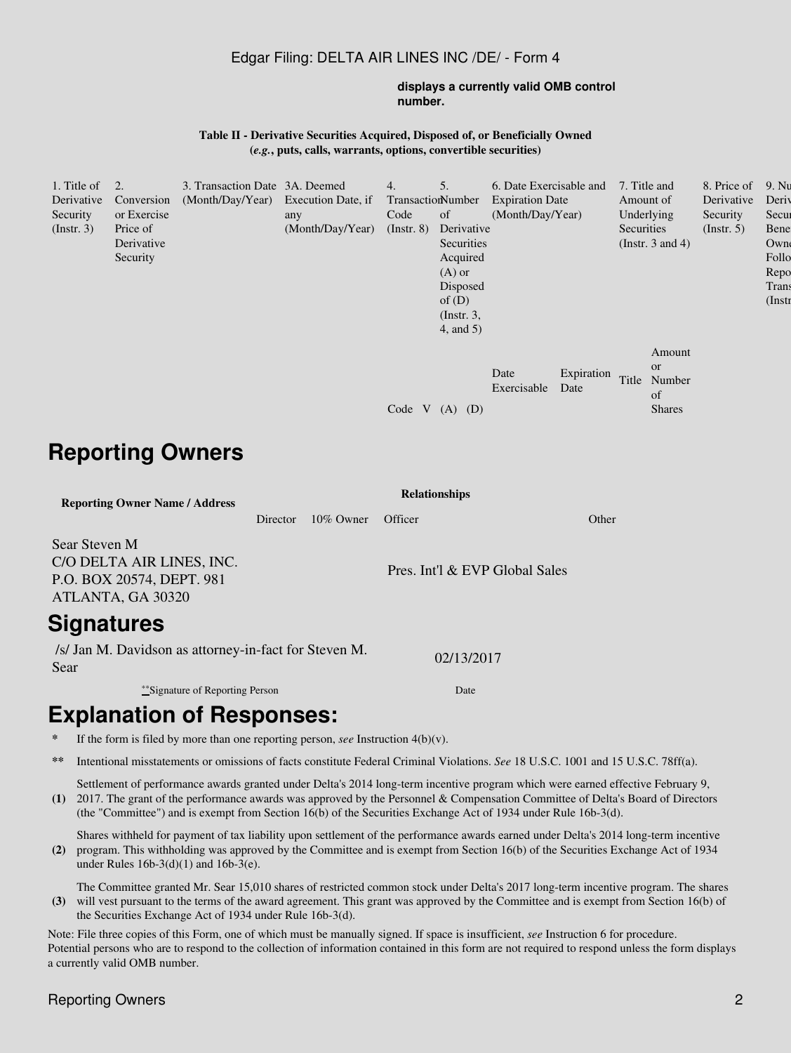displays a currently valid OMB control number.

**Table II - Derivative Securities Acquired, Disposed of, or Beneficially Owned (*e.g.*, puts, calls, warrants, options, convertible securities)**

| 1. Title of Derivative Security (Instr. 3) | 2. Conversion or Exercise Price of Derivative Security | 3. Transaction Date (Month/Day/Year) | 3A. Deemed Execution Date, if any (Month/Day/Year) | 4. Transaction Code (Instr. 8) | | 5. Number of Derivative Securities Acquired (A) or Disposed of (D) (Instr. 3, 4, and 5) | | 6. Date Exercisable and Expiration Date (Month/Day/Year) | | 7. Title and Amount of Underlying Securities (Instr. 3 and 4) | | 8. Price of Derivative Security (Instr. 5) | 9. Nu Deriv Secur Bene Owne Follo Repo Trans (Instr |
|---|---|---|---|---|---|---|---|---|---|---|---|---|---|
| | | | | Code | V | (A) | (D) | Date Exercisable | Expiration Date | Title | Amount or Number of Shares | | |

## Reporting Owners

| Reporting Owner Name / Address | Relationships | | | |
|---|---|---|---|---|
| | Director | 10% Owner | Officer | Other |
| Sear Steven M<br>C/O DELTA AIR LINES, INC.<br>P.O. BOX 20574, DEPT. 981<br>ATLANTA, GA 30320 | | | Pres. Int'l & EVP Global Sales | |

## Signatures

| /s/ Jan M. Davidson as attorney-in-fact for Steven M. Sear | 02/13/2017 |
|---|---|
| **Signature of Reporting Person | Date |

## Explanation of Responses:

- **\*** If the form is filed by more than one reporting person, *see* Instruction 4(b)(v).
- **\*\*** Intentional misstatements or omissions of facts constitute Federal Criminal Violations. *See* 18 U.S.C. 1001 and 15 U.S.C. 78ff(a).
- **(1)** Settlement of performance awards granted under Delta's 2014 long-term incentive program which were earned effective February 9, 2017. The grant of the performance awards was approved by the Personnel & Compensation Committee of Delta's Board of Directors (the "Committee") and is exempt from Section 16(b) of the Securities Exchange Act of 1934 under Rule 16b-3(d).
- **(2)** Shares withheld for payment of tax liability upon settlement of the performance awards earned under Delta's 2014 long-term incentive program. This withholding was approved by the Committee and is exempt from Section 16(b) of the Securities Exchange Act of 1934 under Rules 16b-3(d)(1) and 16b-3(e).
- **(3)** The Committee granted Mr. Sear 15,010 shares of restricted common stock under Delta's 2017 long-term incentive program. The shares will vest pursuant to the terms of the award agreement. This grant was approved by the Committee and is exempt from Section 16(b) of the Securities Exchange Act of 1934 under Rule 16b-3(d).

Note: File three copies of this Form, one of which must be manually signed. If space is insufficient, *see* Instruction 6 for procedure.
Potential persons who are to respond to the collection of information contained in this form are not required to respond unless the form displays a currently valid OMB number.